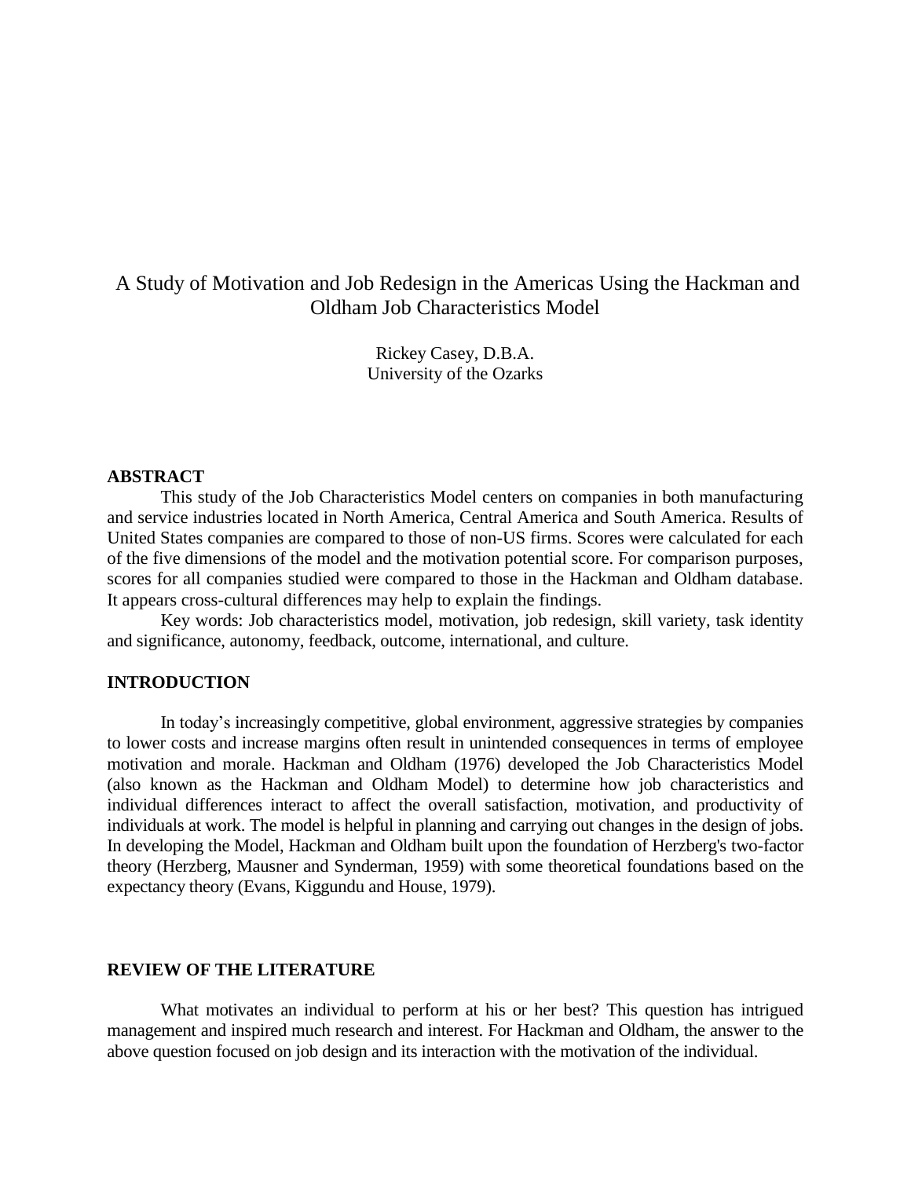# A Study of Motivation and Job Redesign in the Americas Using the Hackman and Oldham Job Characteristics Model

Rickey Casey, D.B.A.
University of the Ozarks

## ABSTRACT

This study of the Job Characteristics Model centers on companies in both manufacturing and service industries located in North America, Central America and South America. Results of United States companies are compared to those of non-US firms. Scores were calculated for each of the five dimensions of the model and the motivation potential score. For comparison purposes, scores for all companies studied were compared to those in the Hackman and Oldham database. It appears cross-cultural differences may help to explain the findings.

Key words: Job characteristics model, motivation, job redesign, skill variety, task identity and significance, autonomy, feedback, outcome, international, and culture.

## INTRODUCTION

In today's increasingly competitive, global environment, aggressive strategies by companies to lower costs and increase margins often result in unintended consequences in terms of employee motivation and morale. Hackman and Oldham (1976) developed the Job Characteristics Model (also known as the Hackman and Oldham Model) to determine how job characteristics and individual differences interact to affect the overall satisfaction, motivation, and productivity of individuals at work. The model is helpful in planning and carrying out changes in the design of jobs. In developing the Model, Hackman and Oldham built upon the foundation of Herzberg's two-factor theory (Herzberg, Mausner and Synderman, 1959) with some theoretical foundations based on the expectancy theory (Evans, Kiggundu and House, 1979).

## REVIEW OF THE LITERATURE

What motivates an individual to perform at his or her best? This question has intrigued management and inspired much research and interest. For Hackman and Oldham, the answer to the above question focused on job design and its interaction with the motivation of the individual.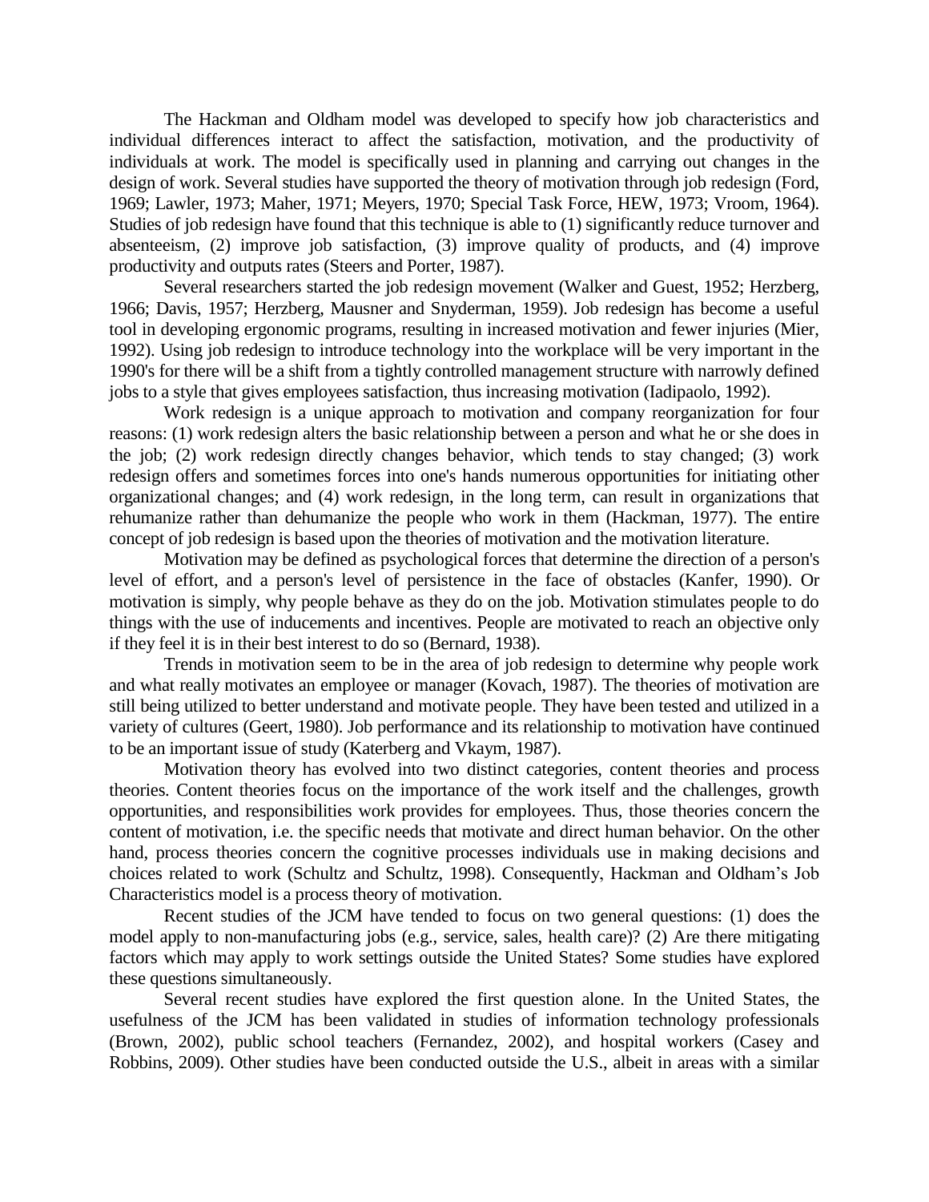The Hackman and Oldham model was developed to specify how job characteristics and individual differences interact to affect the satisfaction, motivation, and the productivity of individuals at work. The model is specifically used in planning and carrying out changes in the design of work. Several studies have supported the theory of motivation through job redesign (Ford, 1969; Lawler, 1973; Maher, 1971; Meyers, 1970; Special Task Force, HEW, 1973; Vroom, 1964). Studies of job redesign have found that this technique is able to (1) significantly reduce turnover and absenteeism, (2) improve job satisfaction, (3) improve quality of products, and (4) improve productivity and outputs rates (Steers and Porter, 1987).

Several researchers started the job redesign movement (Walker and Guest, 1952; Herzberg, 1966; Davis, 1957; Herzberg, Mausner and Snyderman, 1959). Job redesign has become a useful tool in developing ergonomic programs, resulting in increased motivation and fewer injuries (Mier, 1992). Using job redesign to introduce technology into the workplace will be very important in the 1990's for there will be a shift from a tightly controlled management structure with narrowly defined jobs to a style that gives employees satisfaction, thus increasing motivation (Iadipaolo, 1992).

Work redesign is a unique approach to motivation and company reorganization for four reasons: (1) work redesign alters the basic relationship between a person and what he or she does in the job; (2) work redesign directly changes behavior, which tends to stay changed; (3) work redesign offers and sometimes forces into one's hands numerous opportunities for initiating other organizational changes; and (4) work redesign, in the long term, can result in organizations that rehumanize rather than dehumanize the people who work in them (Hackman, 1977). The entire concept of job redesign is based upon the theories of motivation and the motivation literature.

Motivation may be defined as psychological forces that determine the direction of a person's level of effort, and a person's level of persistence in the face of obstacles (Kanfer, 1990). Or motivation is simply, why people behave as they do on the job. Motivation stimulates people to do things with the use of inducements and incentives. People are motivated to reach an objective only if they feel it is in their best interest to do so (Bernard, 1938).

Trends in motivation seem to be in the area of job redesign to determine why people work and what really motivates an employee or manager (Kovach, 1987). The theories of motivation are still being utilized to better understand and motivate people. They have been tested and utilized in a variety of cultures (Geert, 1980). Job performance and its relationship to motivation have continued to be an important issue of study (Katerberg and Vkaym, 1987).

Motivation theory has evolved into two distinct categories, content theories and process theories. Content theories focus on the importance of the work itself and the challenges, growth opportunities, and responsibilities work provides for employees. Thus, those theories concern the content of motivation, i.e. the specific needs that motivate and direct human behavior. On the other hand, process theories concern the cognitive processes individuals use in making decisions and choices related to work (Schultz and Schultz, 1998). Consequently, Hackman and Oldham's Job Characteristics model is a process theory of motivation.

Recent studies of the JCM have tended to focus on two general questions: (1) does the model apply to non-manufacturing jobs (e.g., service, sales, health care)? (2) Are there mitigating factors which may apply to work settings outside the United States? Some studies have explored these questions simultaneously.

Several recent studies have explored the first question alone. In the United States, the usefulness of the JCM has been validated in studies of information technology professionals (Brown, 2002), public school teachers (Fernandez, 2002), and hospital workers (Casey and Robbins, 2009). Other studies have been conducted outside the U.S., albeit in areas with a similar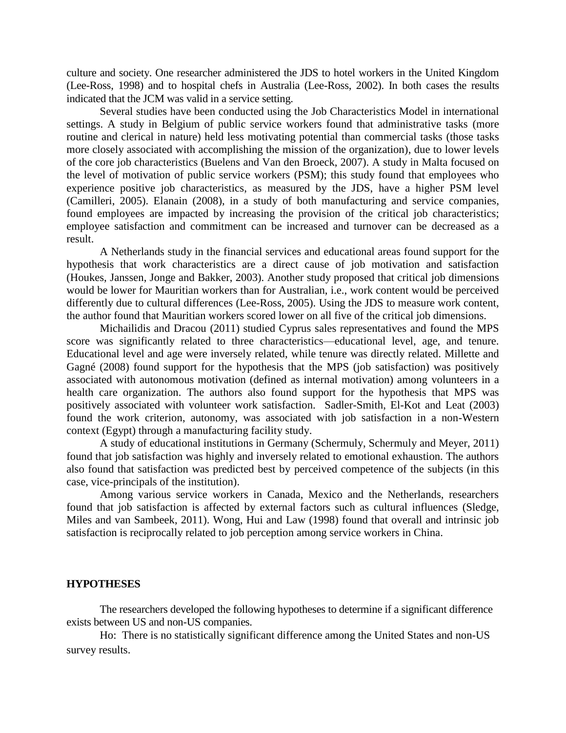culture and society. One researcher administered the JDS to hotel workers in the United Kingdom (Lee-Ross, 1998) and to hospital chefs in Australia (Lee-Ross, 2002). In both cases the results indicated that the JCM was valid in a service setting.

Several studies have been conducted using the Job Characteristics Model in international settings. A study in Belgium of public service workers found that administrative tasks (more routine and clerical in nature) held less motivating potential than commercial tasks (those tasks more closely associated with accomplishing the mission of the organization), due to lower levels of the core job characteristics (Buelens and Van den Broeck, 2007). A study in Malta focused on the level of motivation of public service workers (PSM); this study found that employees who experience positive job characteristics, as measured by the JDS, have a higher PSM level (Camilleri, 2005). Elanain (2008), in a study of both manufacturing and service companies, found employees are impacted by increasing the provision of the critical job characteristics; employee satisfaction and commitment can be increased and turnover can be decreased as a result.

A Netherlands study in the financial services and educational areas found support for the hypothesis that work characteristics are a direct cause of job motivation and satisfaction (Houkes, Janssen, Jonge and Bakker, 2003). Another study proposed that critical job dimensions would be lower for Mauritian workers than for Australian, i.e., work content would be perceived differently due to cultural differences (Lee-Ross, 2005). Using the JDS to measure work content, the author found that Mauritian workers scored lower on all five of the critical job dimensions.

Michailidis and Dracou (2011) studied Cyprus sales representatives and found the MPS score was significantly related to three characteristics—educational level, age, and tenure. Educational level and age were inversely related, while tenure was directly related. Millette and Gagné (2008) found support for the hypothesis that the MPS (job satisfaction) was positively associated with autonomous motivation (defined as internal motivation) among volunteers in a health care organization. The authors also found support for the hypothesis that MPS was positively associated with volunteer work satisfaction. Sadler-Smith, El-Kot and Leat (2003) found the work criterion, autonomy, was associated with job satisfaction in a non-Western context (Egypt) through a manufacturing facility study.

A study of educational institutions in Germany (Schermuly, Schermuly and Meyer, 2011) found that job satisfaction was highly and inversely related to emotional exhaustion. The authors also found that satisfaction was predicted best by perceived competence of the subjects (in this case, vice-principals of the institution).

Among various service workers in Canada, Mexico and the Netherlands, researchers found that job satisfaction is affected by external factors such as cultural influences (Sledge, Miles and van Sambeek, 2011). Wong, Hui and Law (1998) found that overall and intrinsic job satisfaction is reciprocally related to job perception among service workers in China.

## HYPOTHESES

The researchers developed the following hypotheses to determine if a significant difference exists between US and non-US companies.

Ho: There is no statistically significant difference among the United States and non-US survey results.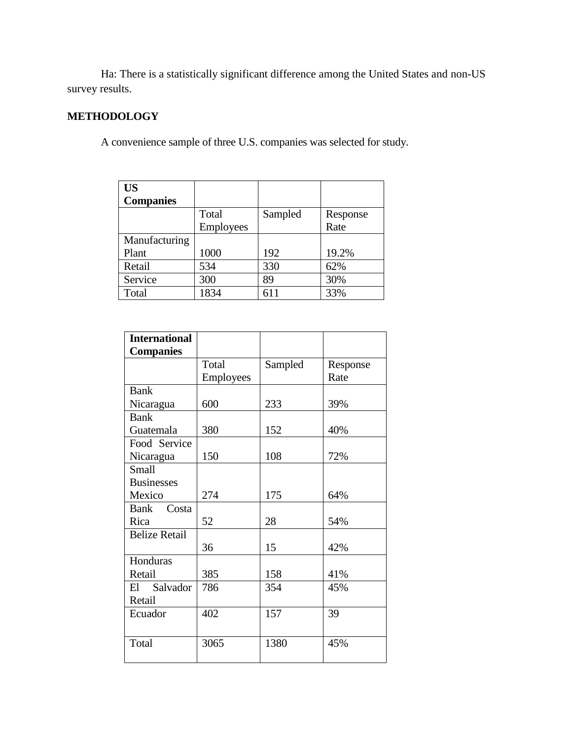Ha: There is a statistically significant difference among the United States and non-US survey results.

**METHODOLOGY**

A convenience sample of three U.S. companies was selected for study.

| **US Companies** | | | |
|---|---|---|---|
| | Total Employees | Sampled | Response Rate |
| Manufacturing Plant | 1000 | 192 | 19.2% |
| Retail | 534 | 330 | 62% |
| Service | 300 | 89 | 30% |
| Total | 1834 | 611 | 33% |

| **International Companies** | | | |
|---|---|---|---|
| | Total Employees | Sampled | Response Rate |
| Bank Nicaragua | 600 | 233 | 39% |
| Bank Guatemala | 380 | 152 | 40% |
| Food Service Nicaragua | 150 | 108 | 72% |
| Small Businesses Mexico | 274 | 175 | 64% |
| Bank Costa Rica | 52 | 28 | 54% |
| Belize Retail | 36 | 15 | 42% |
| Honduras Retail | 385 | 158 | 41% |
| El Salvador Retail | 786 | 354 | 45% |
| Ecuador | 402 | 157 | 39 |
| Total | 3065 | 1380 | 45% |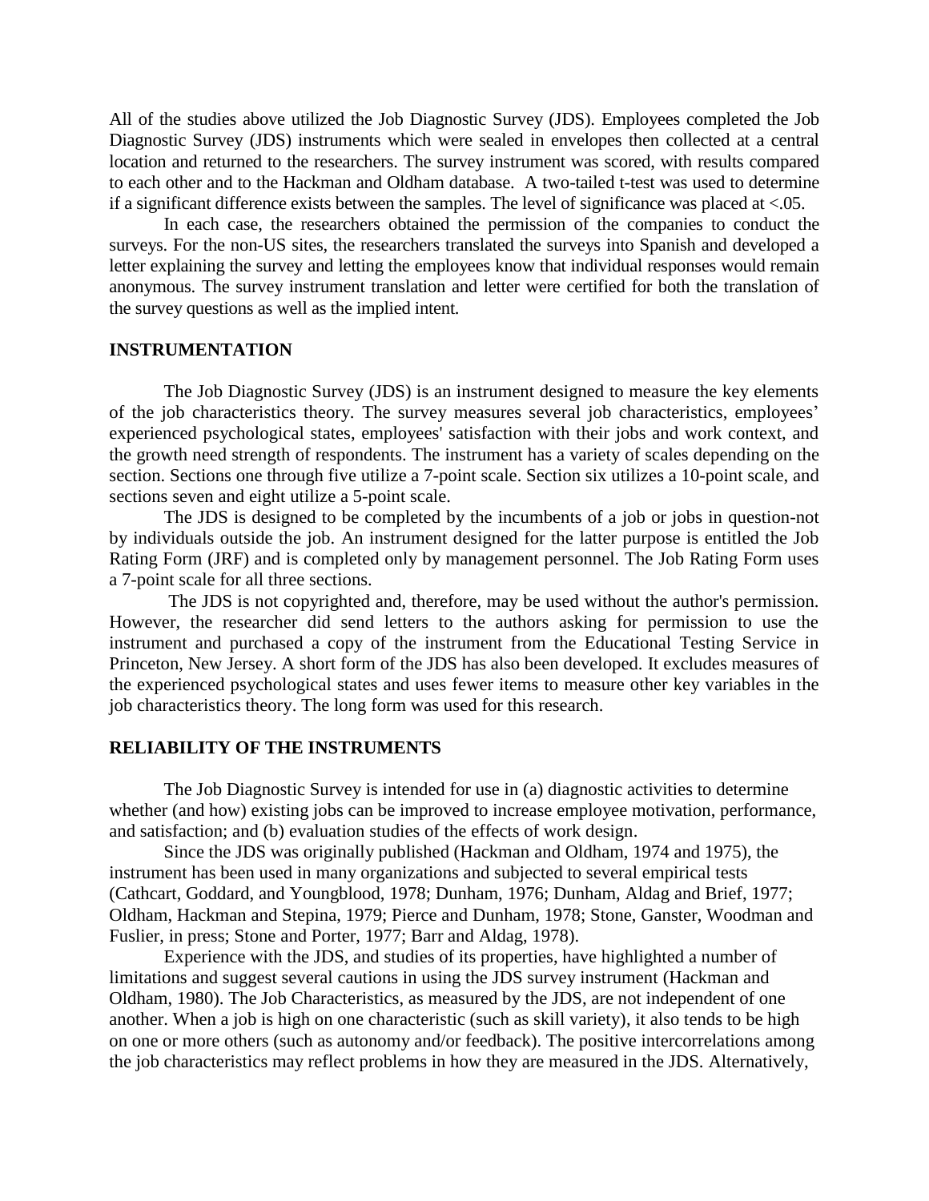All of the studies above utilized the Job Diagnostic Survey (JDS). Employees completed the Job Diagnostic Survey (JDS) instruments which were sealed in envelopes then collected at a central location and returned to the researchers. The survey instrument was scored, with results compared to each other and to the Hackman and Oldham database. A two-tailed t-test was used to determine if a significant difference exists between the samples. The level of significance was placed at <.05.

In each case, the researchers obtained the permission of the companies to conduct the surveys. For the non-US sites, the researchers translated the surveys into Spanish and developed a letter explaining the survey and letting the employees know that individual responses would remain anonymous. The survey instrument translation and letter were certified for both the translation of the survey questions as well as the implied intent.

## INSTRUMENTATION

The Job Diagnostic Survey (JDS) is an instrument designed to measure the key elements of the job characteristics theory. The survey measures several job characteristics, employees' experienced psychological states, employees' satisfaction with their jobs and work context, and the growth need strength of respondents. The instrument has a variety of scales depending on the section. Sections one through five utilize a 7-point scale. Section six utilizes a 10-point scale, and sections seven and eight utilize a 5-point scale.

The JDS is designed to be completed by the incumbents of a job or jobs in question-not by individuals outside the job. An instrument designed for the latter purpose is entitled the Job Rating Form (JRF) and is completed only by management personnel. The Job Rating Form uses a 7-point scale for all three sections.

The JDS is not copyrighted and, therefore, may be used without the author's permission. However, the researcher did send letters to the authors asking for permission to use the instrument and purchased a copy of the instrument from the Educational Testing Service in Princeton, New Jersey. A short form of the JDS has also been developed. It excludes measures of the experienced psychological states and uses fewer items to measure other key variables in the job characteristics theory. The long form was used for this research.

## RELIABILITY OF THE INSTRUMENTS

The Job Diagnostic Survey is intended for use in (a) diagnostic activities to determine whether (and how) existing jobs can be improved to increase employee motivation, performance, and satisfaction; and (b) evaluation studies of the effects of work design.

Since the JDS was originally published (Hackman and Oldham, 1974 and 1975), the instrument has been used in many organizations and subjected to several empirical tests (Cathcart, Goddard, and Youngblood, 1978; Dunham, 1976; Dunham, Aldag and Brief, 1977; Oldham, Hackman and Stepina, 1979; Pierce and Dunham, 1978; Stone, Ganster, Woodman and Fuslier, in press; Stone and Porter, 1977; Barr and Aldag, 1978).

Experience with the JDS, and studies of its properties, have highlighted a number of limitations and suggest several cautions in using the JDS survey instrument (Hackman and Oldham, 1980). The Job Characteristics, as measured by the JDS, are not independent of one another. When a job is high on one characteristic (such as skill variety), it also tends to be high on one or more others (such as autonomy and/or feedback). The positive intercorrelations among the job characteristics may reflect problems in how they are measured in the JDS. Alternatively,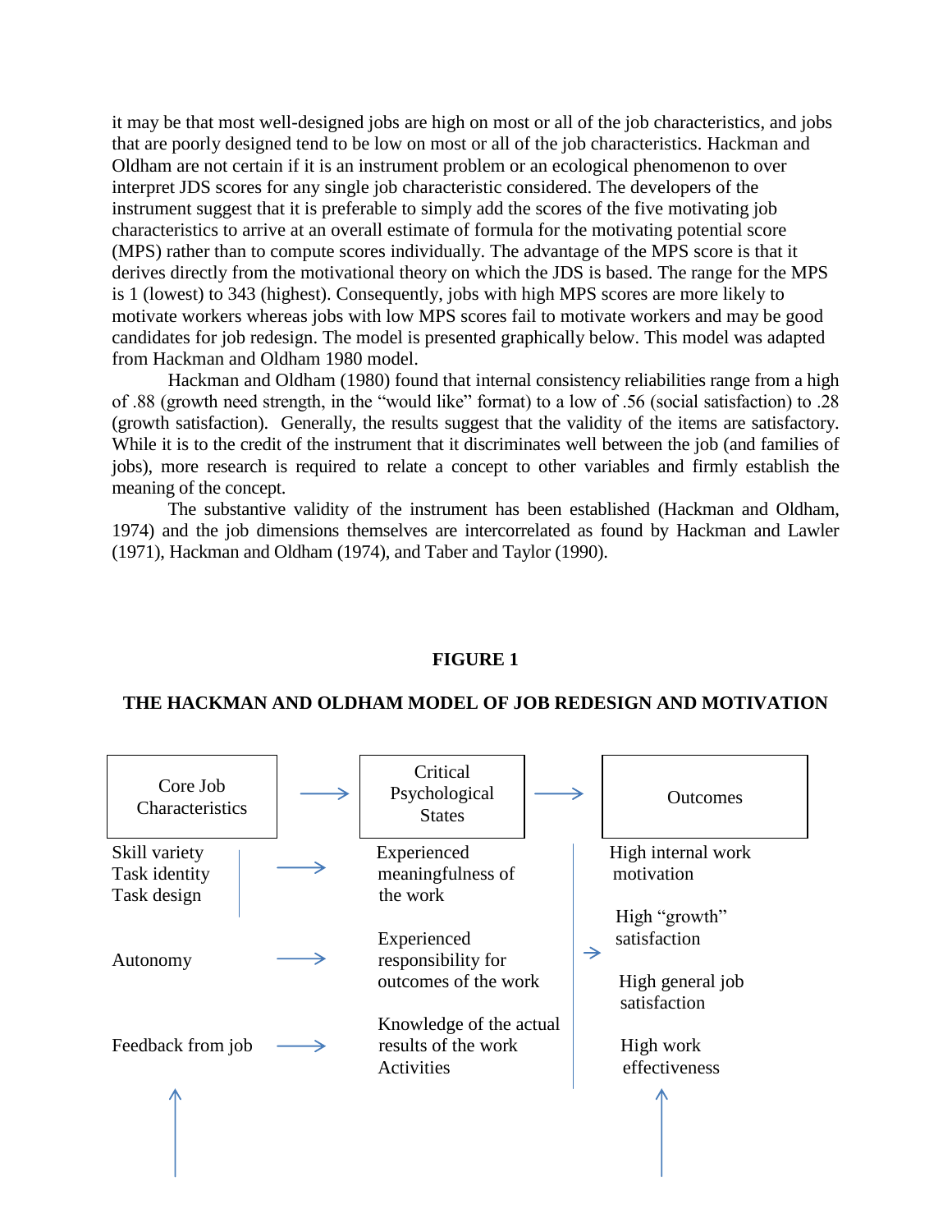it may be that most well-designed jobs are high on most or all of the job characteristics, and jobs that are poorly designed tend to be low on most or all of the job characteristics. Hackman and Oldham are not certain if it is an instrument problem or an ecological phenomenon to over interpret JDS scores for any single job characteristic considered. The developers of the instrument suggest that it is preferable to simply add the scores of the five motivating job characteristics to arrive at an overall estimate of formula for the motivating potential score (MPS) rather than to compute scores individually. The advantage of the MPS score is that it derives directly from the motivational theory on which the JDS is based. The range for the MPS is 1 (lowest) to 343 (highest). Consequently, jobs with high MPS scores are more likely to motivate workers whereas jobs with low MPS scores fail to motivate workers and may be good candidates for job redesign. The model is presented graphically below. This model was adapted from Hackman and Oldham 1980 model.

Hackman and Oldham (1980) found that internal consistency reliabilities range from a high of .88 (growth need strength, in the "would like" format) to a low of .56 (social satisfaction) to .28 (growth satisfaction). Generally, the results suggest that the validity of the items are satisfactory. While it is to the credit of the instrument that it discriminates well between the job (and families of jobs), more research is required to relate a concept to other variables and firmly establish the meaning of the concept.

The substantive validity of the instrument has been established (Hackman and Oldham, 1974) and the job dimensions themselves are intercorrelated as found by Hackman and Lawler (1971), Hackman and Oldham (1974), and Taber and Taylor (1990).

**FIGURE 1**

**THE HACKMAN AND OLDHAM MODEL OF JOB REDESIGN AND MOTIVATION**

| Core Job Characteristics | → | Critical Psychological States | → | Outcomes |
|---|---|---|---|---|
| Skill variety<br>Task identity<br>Task design | → | Experienced meaningfulness of the work | → | High internal work motivation<br><br>High "growth" satisfaction<br><br>High general job satisfaction<br><br>High work effectiveness |
| Autonomy | → | Experienced responsibility for outcomes of the work | | |
| Feedback from job | → | Knowledge of the actual results of the work Activities | | |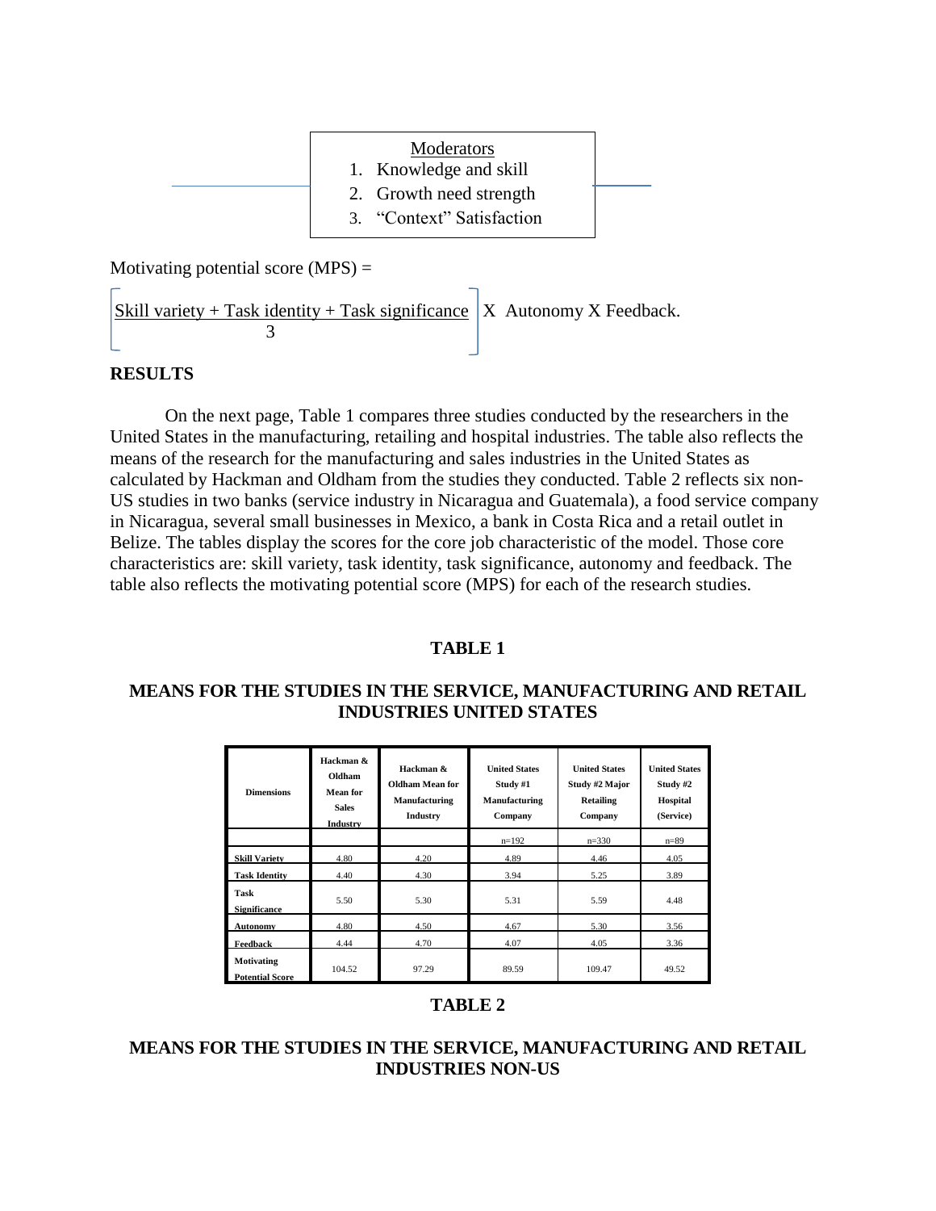Moderators

1. Knowledge and skill
2. Growth need strength
3. "Context" Satisfaction

Motivating potential score (MPS) =

$$\left[\frac{\text{Skill variety + Task identity + Task significance}}{3}\right] \text{X Autonomy X Feedback.}$$

## RESULTS

On the next page, Table 1 compares three studies conducted by the researchers in the United States in the manufacturing, retailing and hospital industries. The table also reflects the means of the research for the manufacturing and sales industries in the United States as calculated by Hackman and Oldham from the studies they conducted. Table 2 reflects six non-US studies in two banks (service industry in Nicaragua and Guatemala), a food service company in Nicaragua, several small businesses in Mexico, a bank in Costa Rica and a retail outlet in Belize. The tables display the scores for the core job characteristic of the model. Those core characteristics are: skill variety, task identity, task significance, autonomy and feedback. The table also reflects the motivating potential score (MPS) for each of the research studies.

### TABLE 1

### MEANS FOR THE STUDIES IN THE SERVICE, MANUFACTURING AND RETAIL INDUSTRIES UNITED STATES

| Dimensions | Hackman & Oldham Mean for Sales Industry | Hackman & Oldham Mean for Manufacturing Industry | United States Study #1 Manufacturing Company | United States Study #2 Major Retailing Company | United States Study #2 Hospital (Service) |
|---|---|---|---|---|---|
| | | | n=192 | n=330 | n=89 |
| Skill Variety | 4.80 | 4.20 | 4.89 | 4.46 | 4.05 |
| Task Identity | 4.40 | 4.30 | 3.94 | 5.25 | 3.89 |
| Task Significance | 5.50 | 5.30 | 5.31 | 5.59 | 4.48 |
| Autonomy | 4.80 | 4.50 | 4.67 | 5.30 | 3.56 |
| Feedback | 4.44 | 4.70 | 4.07 | 4.05 | 3.36 |
| Motivating Potential Score | 104.52 | 97.29 | 89.59 | 109.47 | 49.52 |

### TABLE 2

### MEANS FOR THE STUDIES IN THE SERVICE, MANUFACTURING AND RETAIL INDUSTRIES NON-US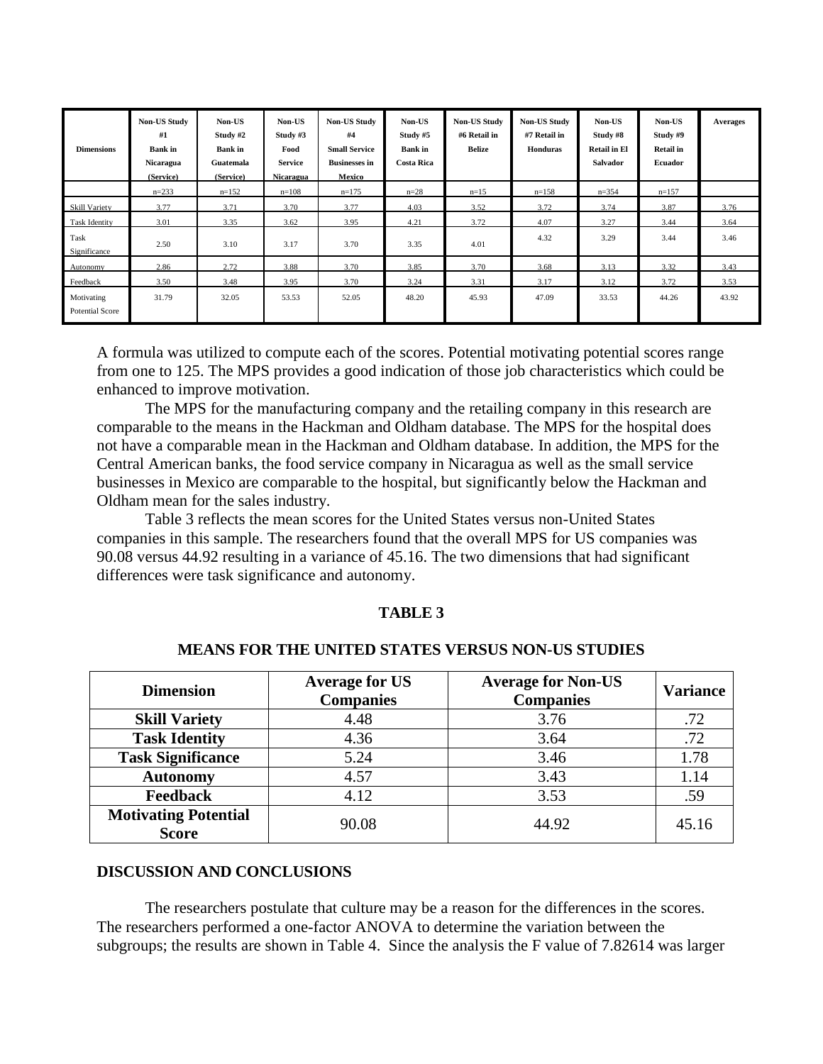| Dimensions | Non-US Study #1 Bank in Nicaragua (Service) | Non-US Study #2 Bank in Guatemala (Service) | Non-US Study #3 Food Service Nicaragua | Non-US Study #4 Small Service Businesses in Mexico | Non-US Study #5 Bank in Costa Rica | Non-US Study #6 Retail in Belize | Non-US Study #7 Retail in Honduras | Non-US Study #8 Retail in El Salvador | Non-US Study #9 Retail in Ecuador | Averages |
|---|---|---|---|---|---|---|---|---|---|---|
| | n=233 | n=152 | n=108 | n=175 | n=28 | n=15 | n=158 | n=354 | n=157 | |
| Skill Variety | 3.77 | 3.71 | 3.70 | 3.77 | 4.03 | 3.52 | 3.72 | 3.74 | 3.87 | 3.76 |
| Task Identity | 3.01 | 3.35 | 3.62 | 3.95 | 4.21 | 3.72 | 4.07 | 3.27 | 3.44 | 3.64 |
| Task Significance | 2.50 | 3.10 | 3.17 | 3.70 | 3.35 | 4.01 | 4.32 | 3.29 | 3.44 | 3.46 |
| Autonomy | 2.86 | 2.72 | 3.88 | 3.70 | 3.85 | 3.70 | 3.68 | 3.13 | 3.32 | 3.43 |
| Feedback | 3.50 | 3.48 | 3.95 | 3.70 | 3.24 | 3.31 | 3.17 | 3.12 | 3.72 | 3.53 |
| Motivating Potential Score | 31.79 | 32.05 | 53.53 | 52.05 | 48.20 | 45.93 | 47.09 | 33.53 | 44.26 | 43.92 |

A formula was utilized to compute each of the scores. Potential motivating potential scores range from one to 125. The MPS provides a good indication of those job characteristics which could be enhanced to improve motivation.

The MPS for the manufacturing company and the retailing company in this research are comparable to the means in the Hackman and Oldham database. The MPS for the hospital does not have a comparable mean in the Hackman and Oldham database. In addition, the MPS for the Central American banks, the food service company in Nicaragua as well as the small service businesses in Mexico are comparable to the hospital, but significantly below the Hackman and Oldham mean for the sales industry.

Table 3 reflects the mean scores for the United States versus non-United States companies in this sample. The researchers found that the overall MPS for US companies was 90.08 versus 44.92 resulting in a variance of 45.16. The two dimensions that had significant differences were task significance and autonomy.

**TABLE 3**

**MEANS FOR THE UNITED STATES VERSUS NON-US STUDIES**

| Dimension | Average for US Companies | Average for Non-US Companies | Variance |
|---|---|---|---|
| **Skill Variety** | 4.48 | 3.76 | .72 |
| **Task Identity** | 4.36 | 3.64 | .72 |
| **Task Significance** | 5.24 | 3.46 | 1.78 |
| **Autonomy** | 4.57 | 3.43 | 1.14 |
| **Feedback** | 4.12 | 3.53 | .59 |
| **Motivating Potential Score** | 90.08 | 44.92 | 45.16 |

## DISCUSSION AND CONCLUSIONS

The researchers postulate that culture may be a reason for the differences in the scores. The researchers performed a one-factor ANOVA to determine the variation between the subgroups; the results are shown in Table 4. Since the analysis the F value of 7.82614 was larger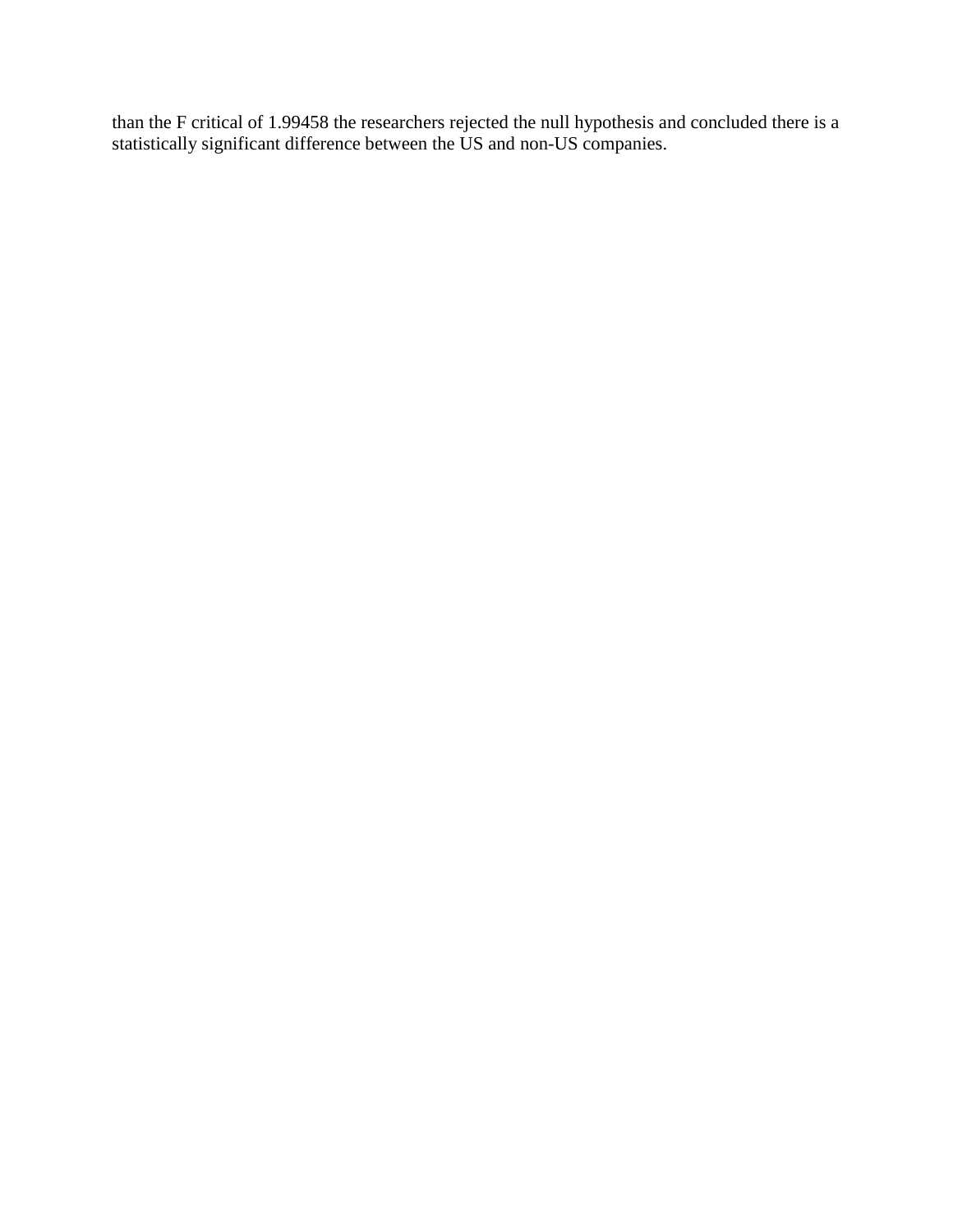than the F critical of 1.99458 the researchers rejected the null hypothesis and concluded there is a statistically significant difference between the US and non-US companies.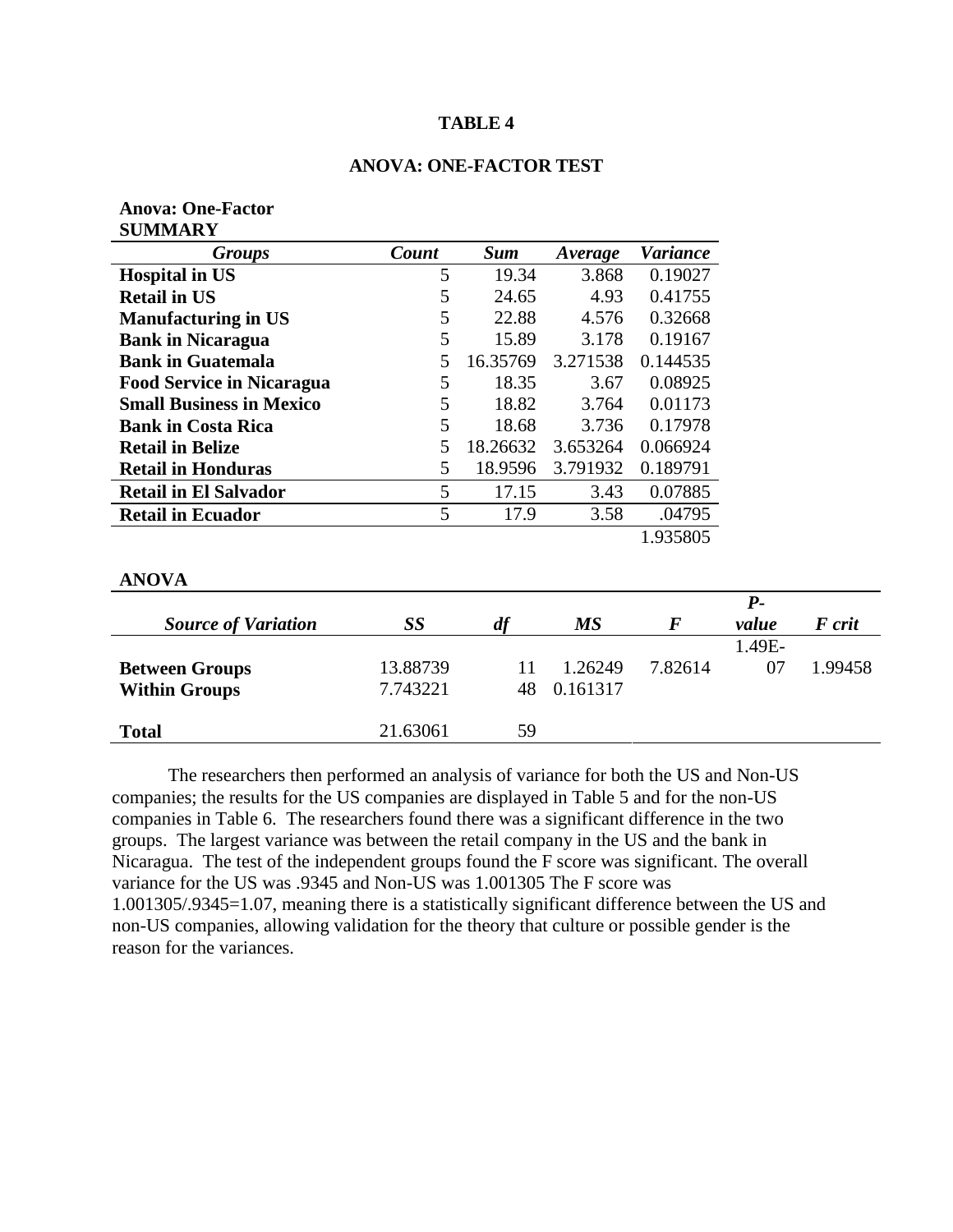**TABLE 4**

**ANOVA: ONE-FACTOR TEST**

**Anova: One-Factor**
**SUMMARY**

| *Groups* | *Count* | *Sum* | *Average* | *Variance* |
|---|---|---|---|---|
| **Hospital in US** | 5 | 19.34 | 3.868 | 0.19027 |
| **Retail in US** | 5 | 24.65 | 4.93 | 0.41755 |
| **Manufacturing in US** | 5 | 22.88 | 4.576 | 0.32668 |
| **Bank in Nicaragua** | 5 | 15.89 | 3.178 | 0.19167 |
| **Bank in Guatemala** | 5 | 16.35769 | 3.271538 | 0.144535 |
| **Food Service in Nicaragua** | 5 | 18.35 | 3.67 | 0.08925 |
| **Small Business in Mexico** | 5 | 18.82 | 3.764 | 0.01173 |
| **Bank in Costa Rica** | 5 | 18.68 | 3.736 | 0.17978 |
| **Retail in Belize** | 5 | 18.26632 | 3.653264 | 0.066924 |
| **Retail in Honduras** | 5 | 18.9596 | 3.791932 | 0.189791 |
| **Retail in El Salvador** | 5 | 17.15 | 3.43 | 0.07885 |
| **Retail in Ecuador** | 5 | 17.9 | 3.58 | .04795 |
| | | | | 1.935805 |

**ANOVA**

| *Source of Variation* | *SS* | *df* | *MS* | *F* | *P-value* | *F crit* |
|---|---|---|---|---|---|---|
| **Between Groups** | 13.88739 | 11 | 1.26249 | 7.82614 | 1.49E-07 | 1.99458 |
| **Within Groups** | 7.743221 | 48 | 0.161317 | | | |
| **Total** | 21.63061 | 59 | | | | |

The researchers then performed an analysis of variance for both the US and Non-US companies; the results for the US companies are displayed in Table 5 and for the non-US companies in Table 6. The researchers found there was a significant difference in the two groups. The largest variance was between the retail company in the US and the bank in Nicaragua. The test of the independent groups found the F score was significant. The overall variance for the US was .9345 and Non-US was 1.001305 The F score was 1.001305/.9345=1.07, meaning there is a statistically significant difference between the US and non-US companies, allowing validation for the theory that culture or possible gender is the reason for the variances.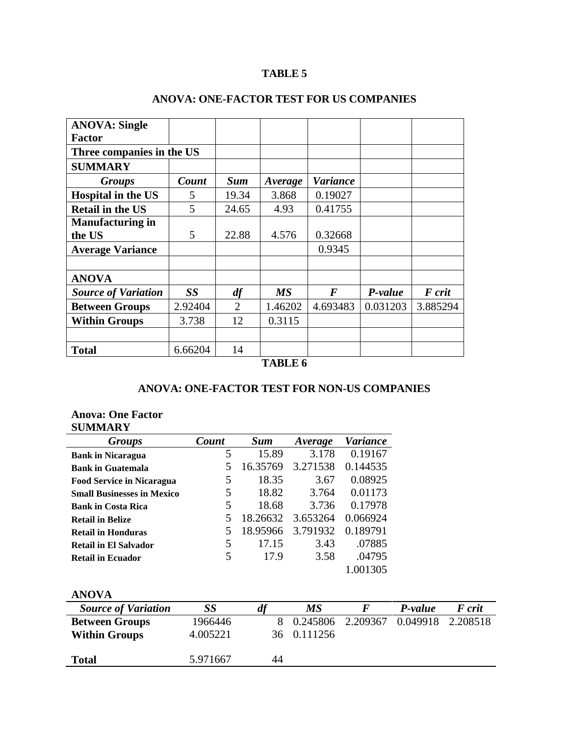**TABLE 5**

**ANOVA: ONE-FACTOR TEST FOR US COMPANIES**

| **ANOVA: Single Factor** | | | | | | |
|---|---|---|---|---|---|---|
| **Three companies in the US** | | | | | | |
| **SUMMARY** | | | | | | |
| ***Groups*** | ***Count*** | ***Sum*** | ***Average*** | ***Variance*** | | |
| **Hospital in the US** | 5 | 19.34 | 3.868 | 0.19027 | | |
| **Retail in the US** | 5 | 24.65 | 4.93 | 0.41755 | | |
| **Manufacturing in the US** | 5 | 22.88 | 4.576 | 0.32668 | | |
| **Average Variance** | | | | 0.9345 | | |
| | | | | | | |
| **ANOVA** | | | | | | |
| ***Source of Variation*** | ***SS*** | ***df*** | ***MS*** | ***F*** | ***P-value*** | ***F crit*** |
| **Between Groups** | 2.92404 | 2 | 1.46202 | 4.693483 | 0.031203 | 3.885294 |
| **Within Groups** | 3.738 | 12 | 0.3115 | | | |
| | | | | | | |
| **Total** | 6.66204 | 14 | | | | |

**TABLE 6**

**ANOVA: ONE-FACTOR TEST FOR NON-US COMPANIES**

**Anova: One Factor**
**SUMMARY**

| ***Groups*** | ***Count*** | ***Sum*** | ***Average*** | ***Variance*** |
|---|---|---|---|---|
| **Bank in Nicaragua** | 5 | 15.89 | 3.178 | 0.19167 |
| **Bank in Guatemala** | 5 | 16.35769 | 3.271538 | 0.144535 |
| **Food Service in Nicaragua** | 5 | 18.35 | 3.67 | 0.08925 |
| **Small Businesses in Mexico** | 5 | 18.82 | 3.764 | 0.01173 |
| **Bank in Costa Rica** | 5 | 18.68 | 3.736 | 0.17978 |
| **Retail in Belize** | 5 | 18.26632 | 3.653264 | 0.066924 |
| **Retail in Honduras** | 5 | 18.95966 | 3.791932 | 0.189791 |
| **Retail in El Salvador** | 5 | 17.15 | 3.43 | .07885 |
| **Retail in Ecuador** | 5 | 17.9 | 3.58 | .04795 |
| | | | | 1.001305 |

**ANOVA**

| ***Source of Variation*** | ***SS*** | ***df*** | ***MS*** | ***F*** | ***P-value*** | ***F crit*** |
|---|---|---|---|---|---|---|
| **Between Groups** | 1966446 | 8 | 0.245806 | 2.209367 | 0.049918 | 2.208518 |
| **Within Groups** | 4.005221 | 36 | 0.111256 | | | |
| | | | | | | |
| **Total** | 5.971667 | 44 | | | | |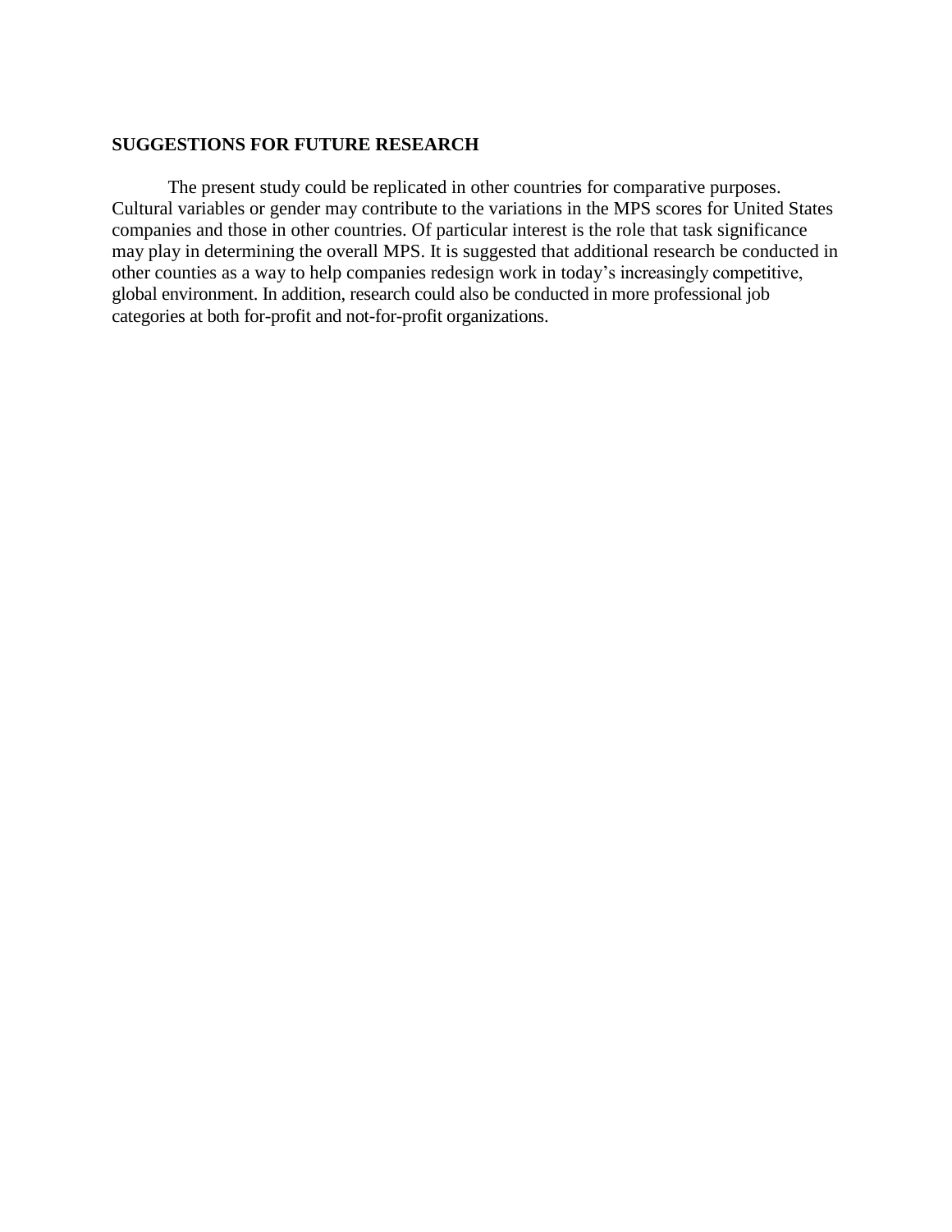## SUGGESTIONS FOR FUTURE RESEARCH

The present study could be replicated in other countries for comparative purposes. Cultural variables or gender may contribute to the variations in the MPS scores for United States companies and those in other countries. Of particular interest is the role that task significance may play in determining the overall MPS. It is suggested that additional research be conducted in other counties as a way to help companies redesign work in today's increasingly competitive, global environment. In addition, research could also be conducted in more professional job categories at both for-profit and not-for-profit organizations.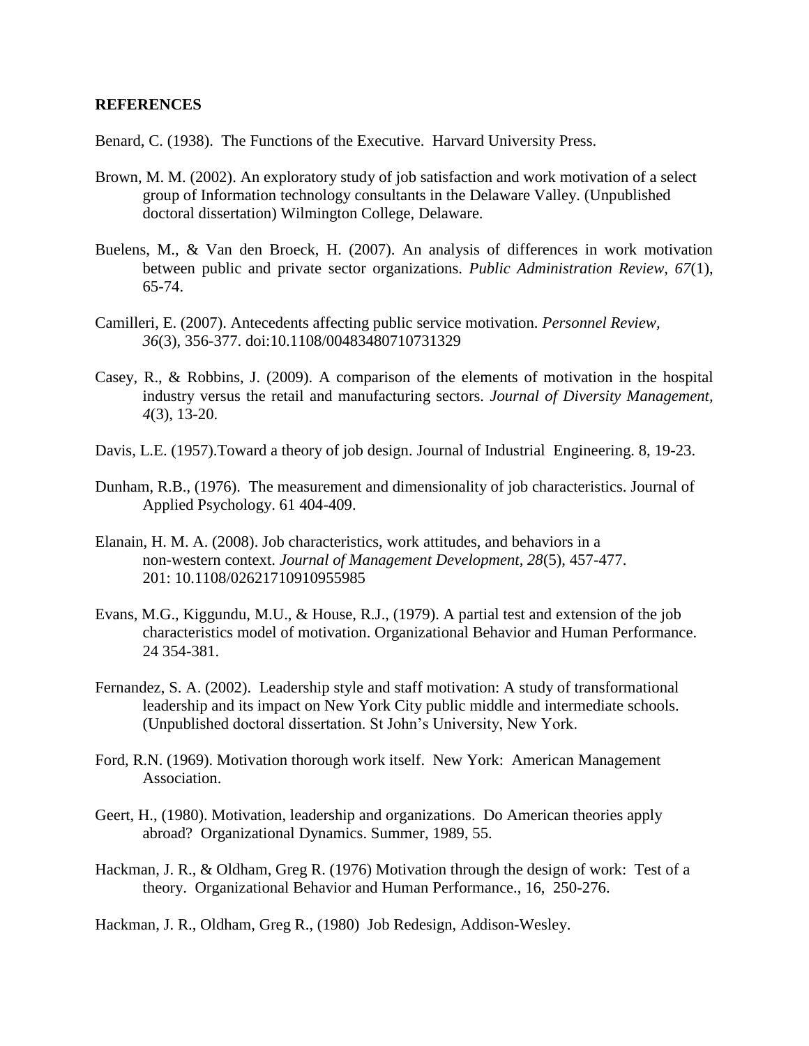**REFERENCES**

Benard, C. (1938). The Functions of the Executive. Harvard University Press.

Brown, M. M. (2002). An exploratory study of job satisfaction and work motivation of a select group of Information technology consultants in the Delaware Valley. (Unpublished doctoral dissertation) Wilmington College, Delaware.

Buelens, M., & Van den Broeck, H. (2007). An analysis of differences in work motivation between public and private sector organizations. *Public Administration Review, 67*(1), 65-74.

Camilleri, E. (2007). Antecedents affecting public service motivation. *Personnel Review, 36*(3), 356-377. doi:10.1108/00483480710731329

Casey, R., & Robbins, J. (2009). A comparison of the elements of motivation in the hospital industry versus the retail and manufacturing sectors. *Journal of Diversity Management, 4*(3), 13-20.

Davis, L.E. (1957).Toward a theory of job design. Journal of Industrial Engineering. 8, 19-23.

Dunham, R.B., (1976). The measurement and dimensionality of job characteristics. Journal of Applied Psychology. 61 404-409.

Elanain, H. M. A. (2008). Job characteristics, work attitudes, and behaviors in a non-western context. *Journal of Management Development, 28*(5), 457-477. 201: 10.1108/02621710910955985

Evans, M.G., Kiggundu, M.U., & House, R.J., (1979). A partial test and extension of the job characteristics model of motivation. Organizational Behavior and Human Performance. 24 354-381.

Fernandez, S. A. (2002). Leadership style and staff motivation: A study of transformational leadership and its impact on New York City public middle and intermediate schools. (Unpublished doctoral dissertation. St John's University, New York.

Ford, R.N. (1969). Motivation thorough work itself. New York: American Management Association.

Geert, H., (1980). Motivation, leadership and organizations. Do American theories apply abroad? Organizational Dynamics. Summer, 1989, 55.

Hackman, J. R., & Oldham, Greg R. (1976) Motivation through the design of work: Test of a theory. Organizational Behavior and Human Performance., 16, 250-276.

Hackman, J. R., Oldham, Greg R., (1980) Job Redesign, Addison-Wesley.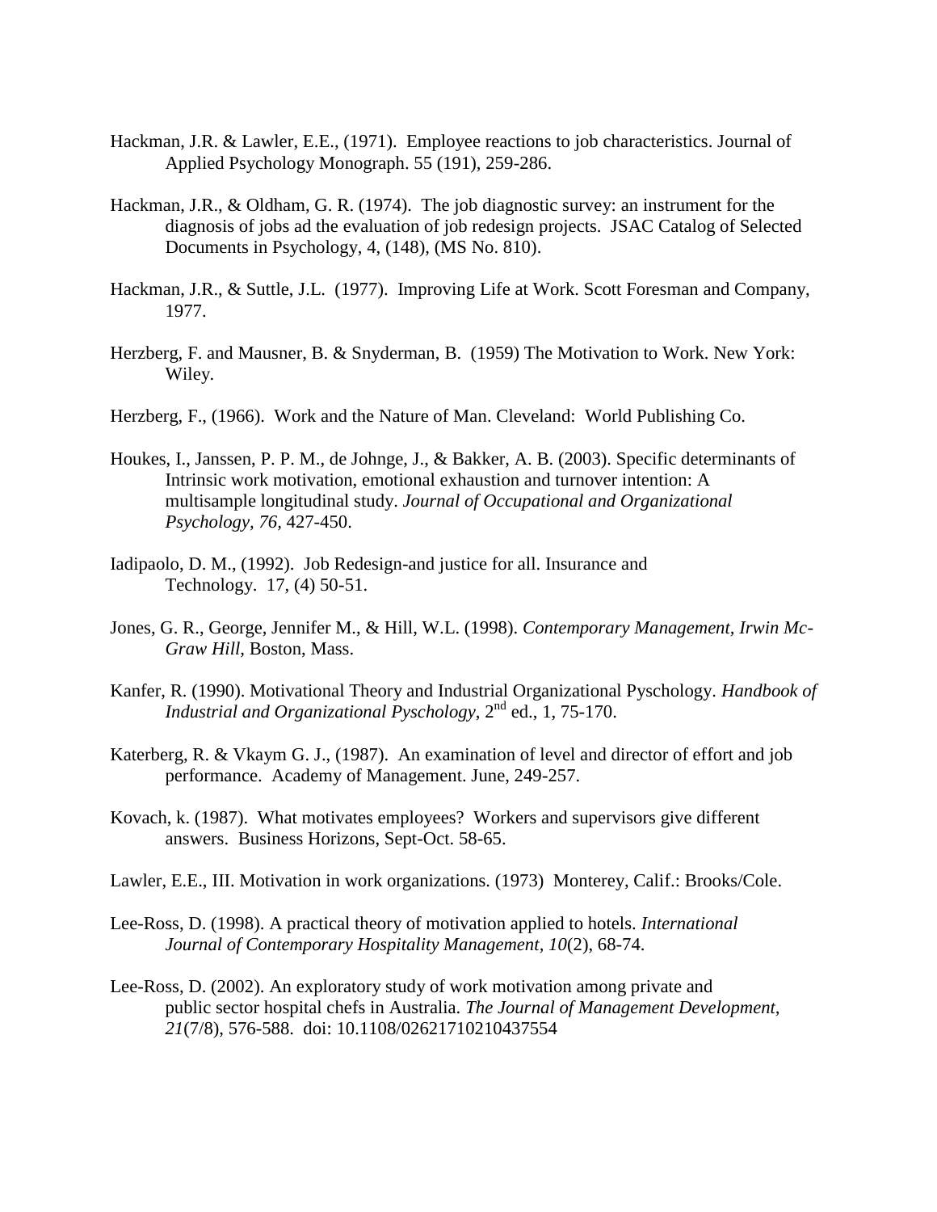Hackman, J.R. & Lawler, E.E., (1971). Employee reactions to job characteristics. Journal of Applied Psychology Monograph. 55 (191), 259-286.

Hackman, J.R., & Oldham, G. R. (1974). The job diagnostic survey: an instrument for the diagnosis of jobs ad the evaluation of job redesign projects. JSAC Catalog of Selected Documents in Psychology, 4, (148), (MS No. 810).

Hackman, J.R., & Suttle, J.L. (1977). Improving Life at Work. Scott Foresman and Company, 1977.

Herzberg, F. and Mausner, B. & Snyderman, B. (1959) The Motivation to Work. New York: Wiley.

Herzberg, F., (1966). Work and the Nature of Man. Cleveland: World Publishing Co.

Houkes, I., Janssen, P. P. M., de Johnge, J., & Bakker, A. B. (2003). Specific determinants of Intrinsic work motivation, emotional exhaustion and turnover intention: A multisample longitudinal study. *Journal of Occupational and Organizational Psychology, 76*, 427-450.

Iadipaolo, D. M., (1992). Job Redesign-and justice for all. Insurance and Technology. 17, (4) 50-51.

Jones, G. R., George, Jennifer M., & Hill, W.L. (1998). *Contemporary Management, Irwin Mc-Graw Hill*, Boston, Mass.

Kanfer, R. (1990). Motivational Theory and Industrial Organizational Pyschology. *Handbook of Industrial and Organizational Pyschology*, 2nd ed., 1, 75-170.

Katerberg, R. & Vkaym G. J., (1987). An examination of level and director of effort and job performance. Academy of Management. June, 249-257.

Kovach, k. (1987). What motivates employees? Workers and supervisors give different answers. Business Horizons, Sept-Oct. 58-65.

Lawler, E.E., III. Motivation in work organizations. (1973) Monterey, Calif.: Brooks/Cole.

Lee-Ross, D. (1998). A practical theory of motivation applied to hotels. *International Journal of Contemporary Hospitality Management, 10*(2), 68-74.

Lee-Ross, D. (2002). An exploratory study of work motivation among private and public sector hospital chefs in Australia. *The Journal of Management Development, 21*(7/8), 576-588. doi: 10.1108/02621710210437554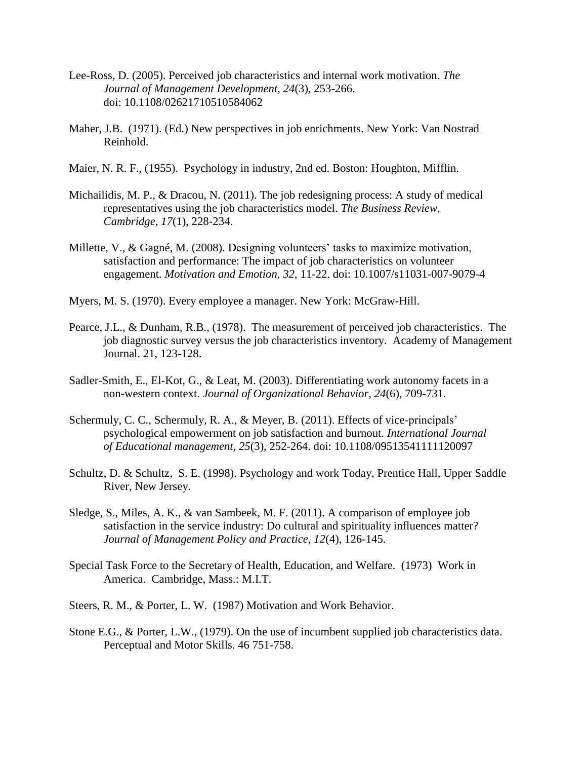Lee-Ross, D. (2005). Perceived job characteristics and internal work motivation. *The Journal of Management Development, 24*(3), 253-266. doi: 10.1108/02621710510584062

Maher, J.B. (1971). (Ed.) New perspectives in job enrichments. New York: Van Nostrad Reinhold.

Maier, N. R. F., (1955). Psychology in industry, 2nd ed. Boston: Houghton, Mifflin.

Michailidis, M. P., & Dracou, N. (2011). The job redesigning process: A study of medical representatives using the job characteristics model. *The Business Review, Cambridge, 17*(1), 228-234.

Millette, V., & Gagné, M. (2008). Designing volunteers' tasks to maximize motivation, satisfaction and performance: The impact of job characteristics on volunteer engagement. *Motivation and Emotion, 32,* 11-22. doi: 10.1007/s11031-007-9079-4

Myers, M. S. (1970). Every employee a manager. New York: McGraw-Hill.

Pearce, J.L., & Dunham, R.B., (1978). The measurement of perceived job characteristics. The job diagnostic survey versus the job characteristics inventory. Academy of Management Journal. 21, 123-128.

Sadler-Smith, E., El-Kot, G., & Leat, M. (2003). Differentiating work autonomy facets in a non-western context. *Journal of Organizational Behavior, 24*(6), 709-731.

Schermuly, C. C., Schermuly, R. A., & Meyer, B. (2011). Effects of vice-principals' psychological empowerment on job satisfaction and burnout. *International Journal of Educational management, 25*(3), 252-264. doi: 10.1108/09513541111120097

Schultz, D. & Schultz, S. E. (1998). Psychology and work Today, Prentice Hall, Upper Saddle River, New Jersey.

Sledge, S., Miles, A. K., & van Sambeek, M. F. (2011). A comparison of employee job satisfaction in the service industry: Do cultural and spirituality influences matter? *Journal of Management Policy and Practice, 12*(4), 126-145.

Special Task Force to the Secretary of Health, Education, and Welfare. (1973) Work in America. Cambridge, Mass.: M.I.T.

Steers, R. M., & Porter, L. W. (1987) Motivation and Work Behavior.

Stone E.G., & Porter, L.W., (1979). On the use of incumbent supplied job characteristics data. Perceptual and Motor Skills. 46 751-758.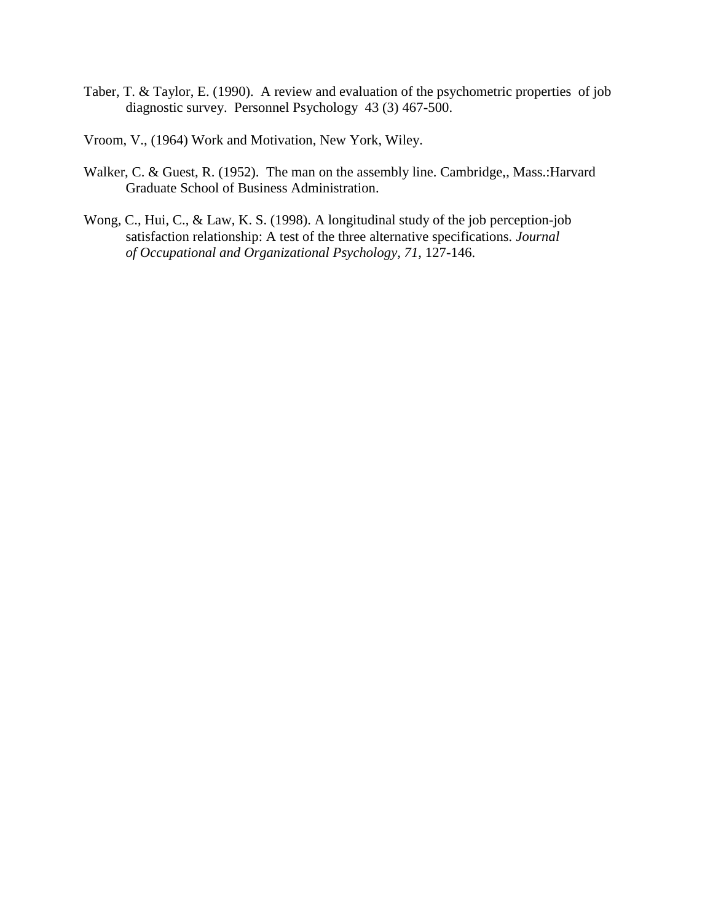Taber, T. & Taylor, E. (1990). A review and evaluation of the psychometric properties of job diagnostic survey. Personnel Psychology 43 (3) 467-500.

Vroom, V., (1964) Work and Motivation, New York, Wiley.

Walker, C. & Guest, R. (1952). The man on the assembly line. Cambridge,, Mass.:Harvard Graduate School of Business Administration.

Wong, C., Hui, C., & Law, K. S. (1998). A longitudinal study of the job perception-job satisfaction relationship: A test of the three alternative specifications. *Journal of Occupational and Organizational Psychology*, *71*, 127-146.